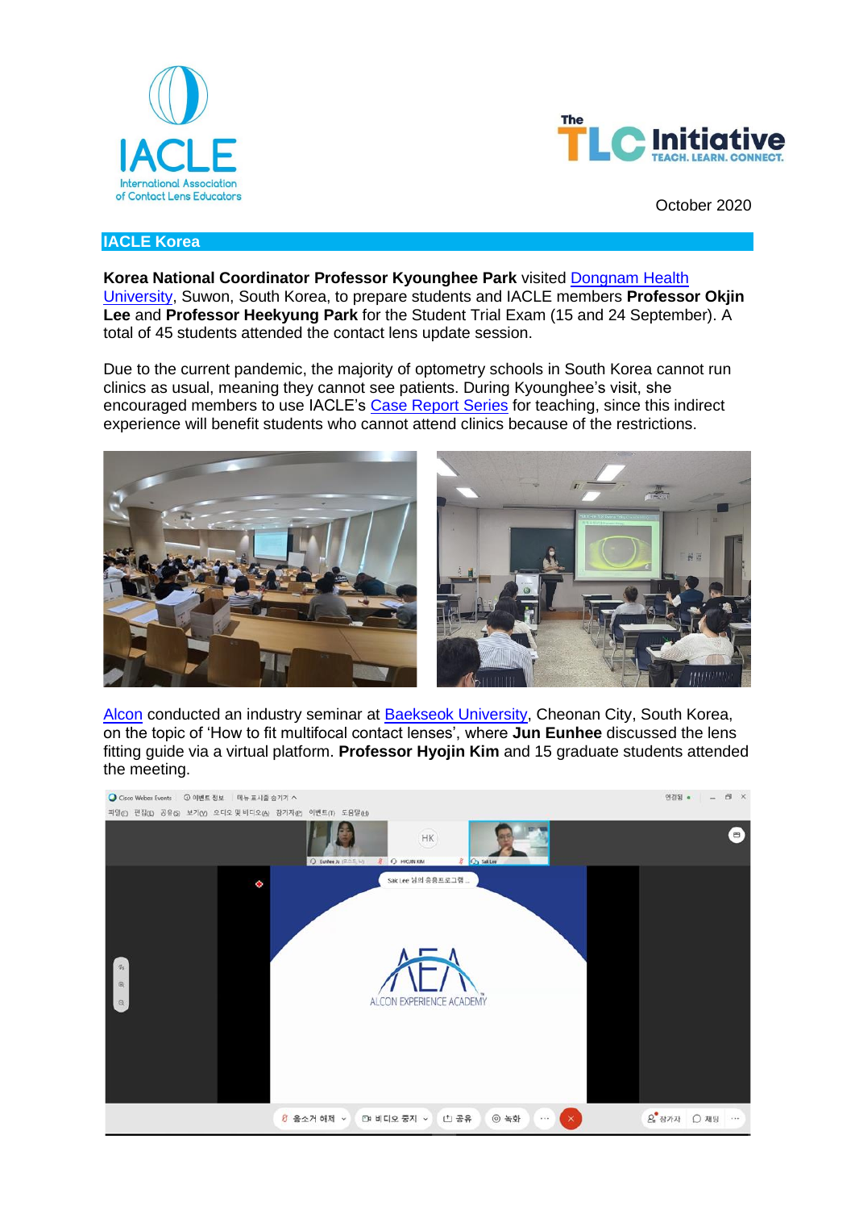October 2020

## IACLE Korea

**Korea National Coordinator Professor Kyounghee Park** visited Dongnam Health University, Suwon, South Korea, to prepare students and IACLE members **Professor Okjin Lee** and **Professor Heekyung Park** for the Student Trial Exam (15 and 24 September). A total of 45 students attended the contact lens update session.

Due to the current pandemic, the majority of optometry schools in South Korea cannot run clinics as usual, meaning they cannot see patients. During Kyounghee's visit, she encouraged members to use IACLE's Case Report Series for teaching, since this indirect experience will benefit students who cannot attend clinics because of the restrictions.

Alcon conducted an industry seminar at Baekseok University, Cheonan City, South Korea, on the topic of 'How to fit multifocal contact lenses', where **Jun Eunhee** discussed the lens fitting guide via a virtual platform. **Professor Hyojin Kim** and 15 graduate students attended the meeting.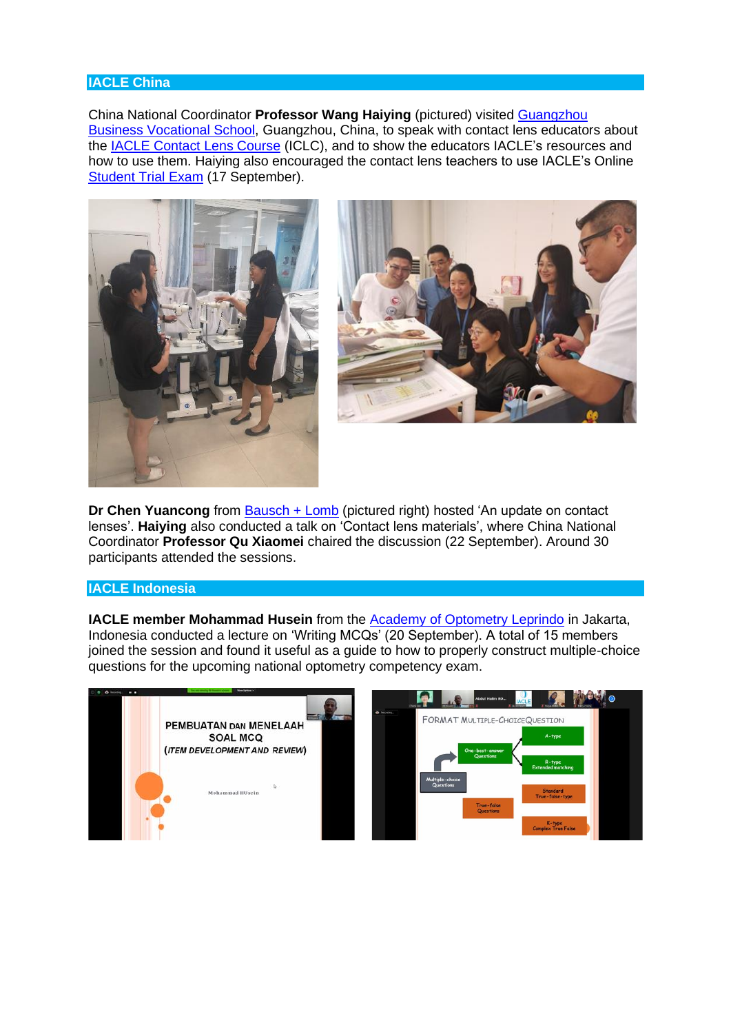## IACLE China

China National Coordinator **Professor Wang Haiying** (pictured) visited Guangzhou Business Vocational School, Guangzhou, China, to speak with contact lens educators about the IACLE Contact Lens Course (ICLC), and to show the educators IACLE's resources and how to use them. Haiying also encouraged the contact lens teachers to use IACLE's Online Student Trial Exam (17 September).

**Dr Chen Yuancong** from Bausch + Lomb (pictured right) hosted 'An update on contact lenses'. **Haiying** also conducted a talk on 'Contact lens materials', where China National Coordinator **Professor Qu Xiaomei** chaired the discussion (22 September). Around 30 participants attended the sessions.

## IACLE Indonesia

**IACLE member Mohammad Husein** from the Academy of Optometry Leprindo in Jakarta, Indonesia conducted a lecture on 'Writing MCQs' (20 September). A total of 15 members joined the session and found it useful as a guide to how to properly construct multiple-choice questions for the upcoming national optometry competency exam.